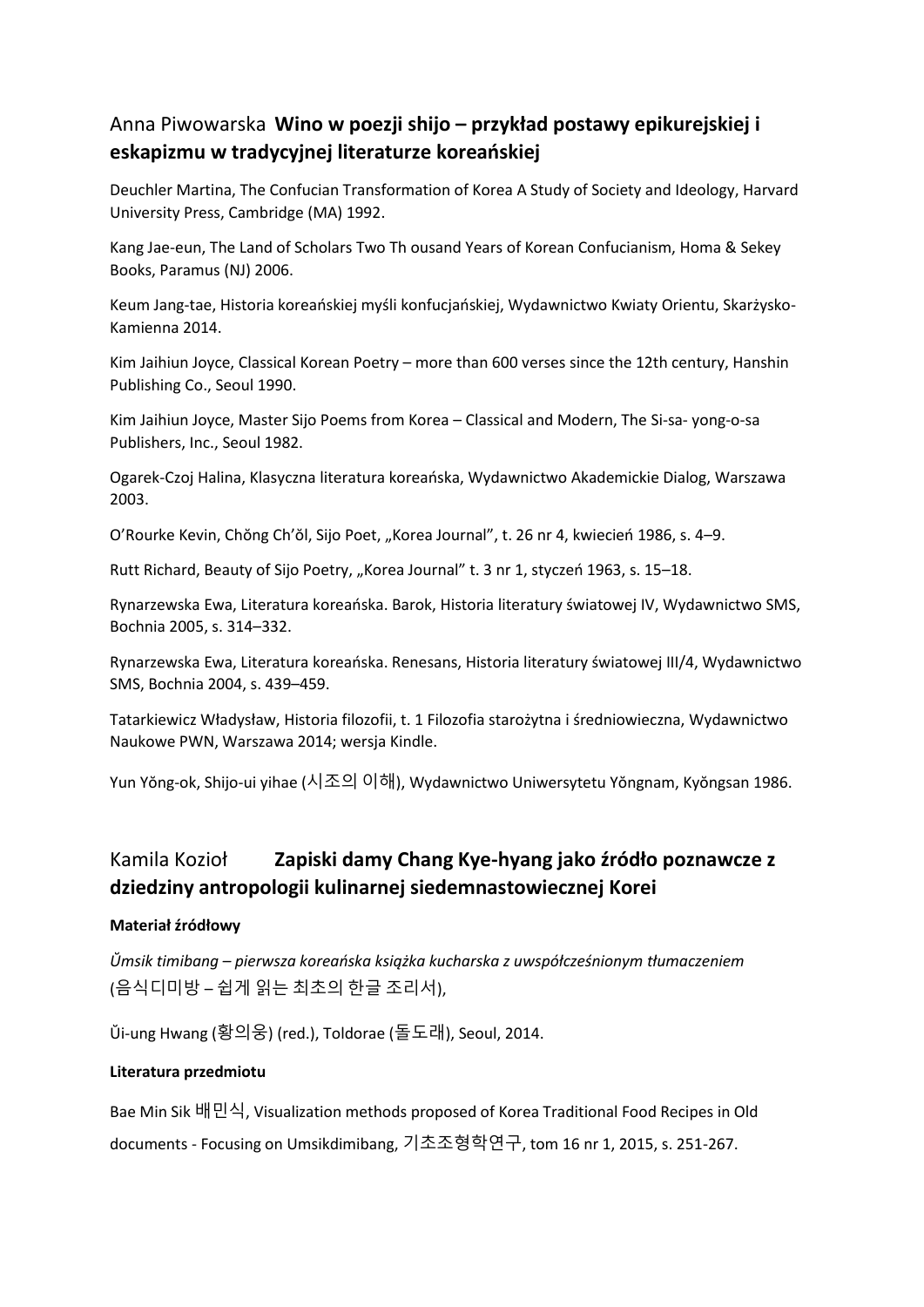## Anna Piwowarska **Wino w poezji shijo – przykład postawy epikurejskiej i eskapizmu w tradycyjnej literaturze koreańskiej**

Deuchler Martina, The Confucian Transformation of Korea A Study of Society and Ideology, Harvard University Press, Cambridge (MA) 1992.

Kang Jae-eun, The Land of Scholars Two Th ousand Years of Korean Confucianism, Homa & Sekey Books, Paramus (NJ) 2006.

Keum Jang-tae, Historia koreańskiej myśli konfucjańskiej, Wydawnictwo Kwiaty Orientu, Skarżysko-Kamienna 2014.

Kim Jaihiun Joyce, Classical Korean Poetry – more than 600 verses since the 12th century, Hanshin Publishing Co., Seoul 1990.

Kim Jaihiun Joyce, Master Sijo Poems from Korea – Classical and Modern, The Si-sa- yong-o-sa Publishers, Inc., Seoul 1982.

Ogarek-Czoj Halina, Klasyczna literatura koreańska, Wydawnictwo Akademickie Dialog, Warszawa 2003.

O'Rourke Kevin, Chŏng Ch'ŏl, Sijo Poet, „Korea Journal", t. 26 nr 4, kwiecień 1986, s. 4–9.

Rutt Richard, Beauty of Sijo Poetry, „Korea Journal" t. 3 nr 1, styczeń 1963, s. 15–18.

Rynarzewska Ewa, Literatura koreańska. Barok, Historia literatury światowej IV, Wydawnictwo SMS, Bochnia 2005, s. 314–332.

Rynarzewska Ewa, Literatura koreańska. Renesans, Historia literatury światowej III/4, Wydawnictwo SMS, Bochnia 2004, s. 439–459.

Tatarkiewicz Władysław, Historia filozofii, t. 1 Filozofia starożytna i średniowieczna, Wydawnictwo Naukowe PWN, Warszawa 2014; wersja Kindle.

Yun Yŏng-ok, Shijo-ui yihae (시조의 이해), Wydawnictwo Uniwersytetu Yŏngnam, Kyŏngsan 1986.

## Kamila Kozioł **Zapiski damy Chang Kye-hyang jako źródło poznawcze z dziedziny antropologii kulinarnej siedemnastowiecznej Korei**

**Materiał źródłowy**

*Ŭmsik timibang – pierwsza koreańska książka kucharska z uwspółcześnionym tłumaczeniem* (음식디미방 – 쉽게 읽는 최초의 한글 조리서),

Ŭi-ung Hwang (황의웅) (red.), Toldorae (돌도래), Seoul, 2014.

**Literatura przedmiotu**

Bae Min Sik 배민식, Visualization methods proposed of Korea Traditional Food Recipes in Old documents - Focusing on Umsikdimibang, 기초조형학연구, tom 16 nr 1, 2015, s. 251-267.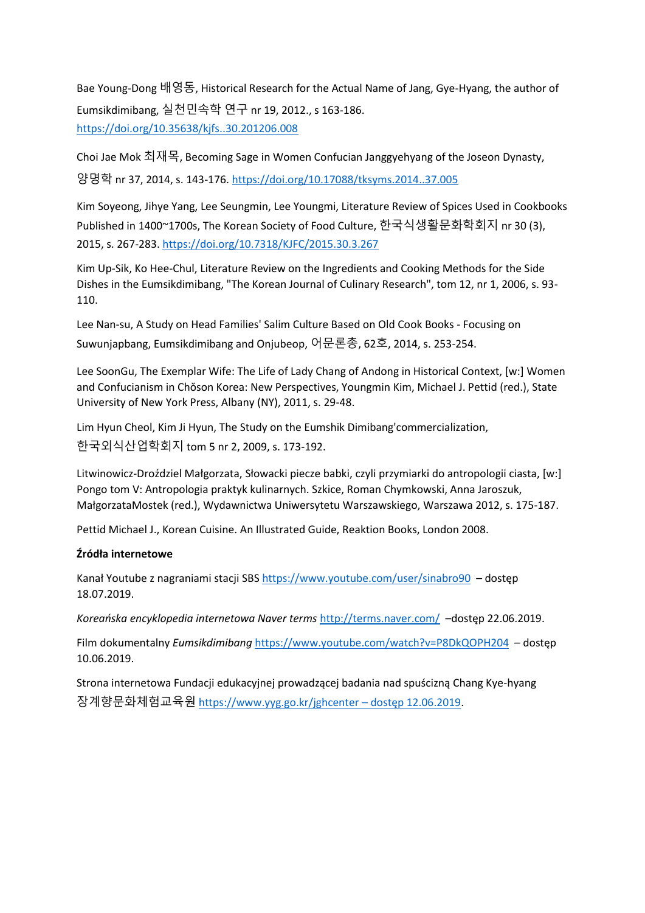Bae Young-Dong 배영동, Historical Research for the Actual Name of Jang, Gye-Hyang, the author of Eumsikdimibang, 실천민속학 연구 nr 19, 2012., s 163-186. https://doi.org/10.35638/kjfs..30.201206.008

Choi Jae Mok 최재목, Becoming Sage in Women Confucian Janggyehyang of the Joseon Dynasty, 양명학 nr 37, 2014, s. 143-176. https://doi.org/10.17088/tksyms.2014..37.005

Kim Soyeong, Jihye Yang, Lee Seungmin, Lee Youngmi, Literature Review of Spices Used in Cookbooks Published in 1400~1700s, The Korean Society of Food Culture, 한국식생활문화학회지 nr 30 (3), 2015, s. 267-283. https://doi.org/10.7318/KJFC/2015.30.3.267

Kim Up-Sik, Ko Hee-Chul, Literature Review on the Ingredients and Cooking Methods for the Side Dishes in the Eumsikdimibang, "The Korean Journal of Culinary Research", tom 12, nr 1, 2006, s. 93-110.

Lee Nan-su, A Study on Head Families' Salim Culture Based on Old Cook Books - Focusing on Suwunjapbang, Eumsikdimibang and Onjubeop, 어문론총, 62호, 2014, s. 253-254.

Lee SoonGu, The Exemplar Wife: The Life of Lady Chang of Andong in Historical Context, [w:] Women and Confucianism in Chŏson Korea: New Perspectives, Youngmin Kim, Michael J. Pettid (red.), State University of New York Press, Albany (NY), 2011, s. 29-48.

Lim Hyun Cheol, Kim Ji Hyun, The Study on the Eumshik Dimibang'commercialization, 한국외식산업학회지 tom 5 nr 2, 2009, s. 173-192.

Litwinowicz-Droździel Małgorzata, Słowacki piecze babki, czyli przymiarki do antropologii ciasta, [w:] Pongo tom V: Antropologia praktyk kulinarnych. Szkice, Roman Chymkowski, Anna Jaroszuk, MałgorzataMostek (red.), Wydawnictwa Uniwersytetu Warszawskiego, Warszawa 2012, s. 175-187.

Pettid Michael J., Korean Cuisine. An Illustrated Guide, Reaktion Books, London 2008.

**Źródła internetowe**

Kanał Youtube z nagraniami stacji SBS https://www.youtube.com/user/sinabro90 – dostęp 18.07.2019.

*Koreańska encyklopedia internetowa Naver terms* http://terms.naver.com/ –dostęp 22.06.2019.

Film dokumentalny *Eumsikdimibang* https://www.youtube.com/watch?v=P8DkQOPH204 – dostęp 10.06.2019.

Strona internetowa Fundacji edukacyjnej prowadzącej badania nad spuścizną Chang Kye-hyang 장계향문화체험교육원 https://www.yyg.go.kr/jghcenter – dostęp 12.06.2019.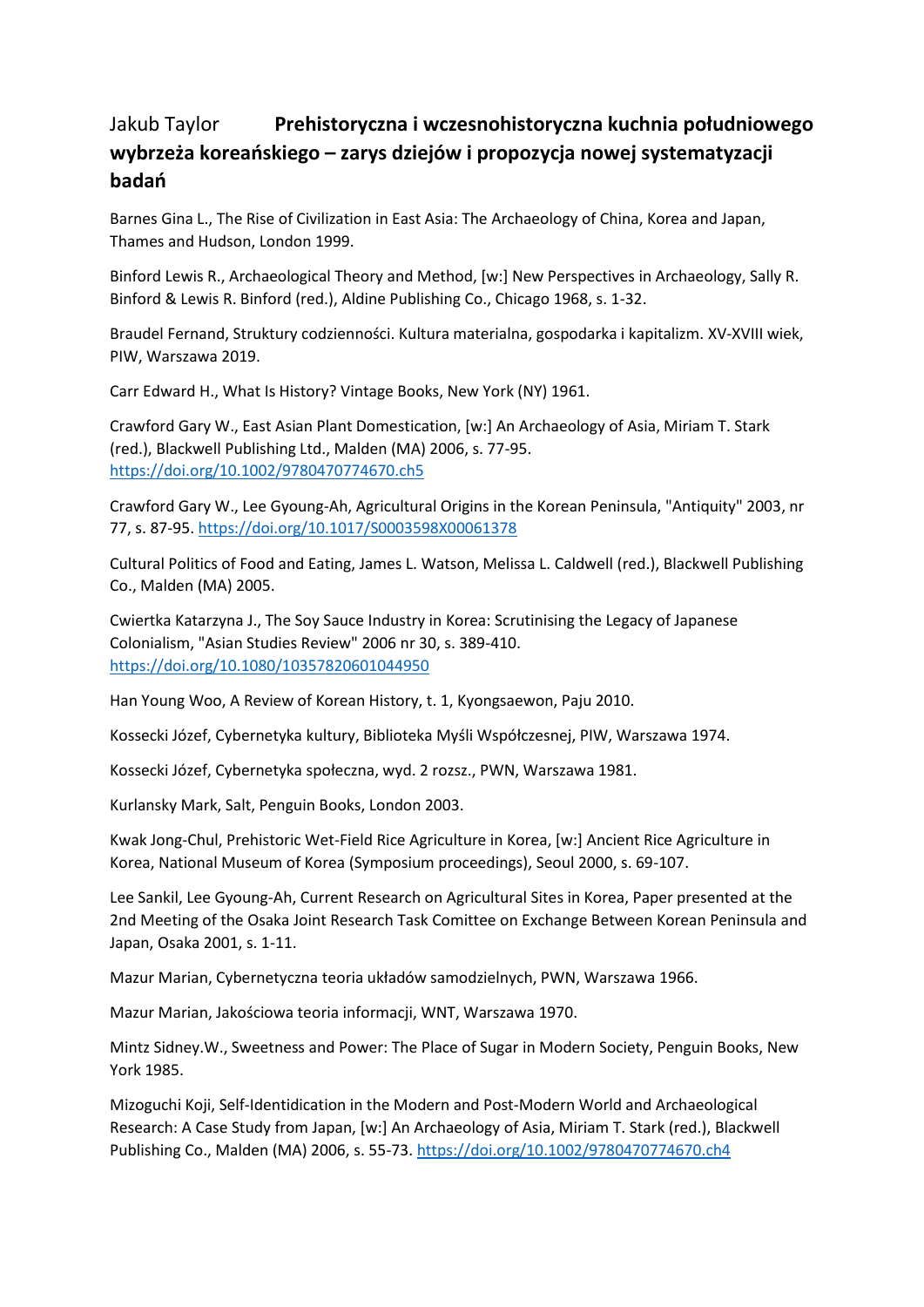Jakub Taylor **Prehistoryczna i wczesnohistoryczna kuchnia południowego wybrzeża koreańskiego – zarys dziejów i propozycja nowej systematyzacji badań**

Barnes Gina L., The Rise of Civilization in East Asia: The Archaeology of China, Korea and Japan, Thames and Hudson, London 1999.

Binford Lewis R., Archaeological Theory and Method, [w:] New Perspectives in Archaeology, Sally R. Binford & Lewis R. Binford (red.), Aldine Publishing Co., Chicago 1968, s. 1-32.

Braudel Fernand, Struktury codzienności. Kultura materialna, gospodarka i kapitalizm. XV-XVIII wiek, PIW, Warszawa 2019.

Carr Edward H., What Is History? Vintage Books, New York (NY) 1961.

Crawford Gary W., East Asian Plant Domestication, [w:] An Archaeology of Asia, Miriam T. Stark (red.), Blackwell Publishing Ltd., Malden (MA) 2006, s. 77-95. https://doi.org/10.1002/9780470774670.ch5

Crawford Gary W., Lee Gyoung-Ah, Agricultural Origins in the Korean Peninsula, "Antiquity" 2003, nr 77, s. 87-95. https://doi.org/10.1017/S0003598X00061378

Cultural Politics of Food and Eating, James L. Watson, Melissa L. Caldwell (red.), Blackwell Publishing Co., Malden (MA) 2005.

Cwiertka Katarzyna J., The Soy Sauce Industry in Korea: Scrutinising the Legacy of Japanese Colonialism, "Asian Studies Review" 2006 nr 30, s. 389-410. https://doi.org/10.1080/10357820601044950

Han Young Woo, A Review of Korean History, t. 1, Kyongsaewon, Paju 2010.

Kossecki Józef, Cybernetyka kultury, Biblioteka Myśli Współczesnej, PIW, Warszawa 1974.

Kossecki Józef, Cybernetyka społeczna, wyd. 2 rozsz., PWN, Warszawa 1981.

Kurlansky Mark, Salt, Penguin Books, London 2003.

Kwak Jong-Chul, Prehistoric Wet-Field Rice Agriculture in Korea, [w:] Ancient Rice Agriculture in Korea, National Museum of Korea (Symposium proceedings), Seoul 2000, s. 69-107.

Lee Sankil, Lee Gyoung-Ah, Current Research on Agricultural Sites in Korea, Paper presented at the 2nd Meeting of the Osaka Joint Research Task Comittee on Exchange Between Korean Peninsula and Japan, Osaka 2001, s. 1-11.

Mazur Marian, Cybernetyczna teoria układów samodzielnych, PWN, Warszawa 1966.

Mazur Marian, Jakościowa teoria informacji, WNT, Warszawa 1970.

Mintz Sidney.W., Sweetness and Power: The Place of Sugar in Modern Society, Penguin Books, New York 1985.

Mizoguchi Koji, Self-Identidication in the Modern and Post-Modern World and Archaeological Research: A Case Study from Japan, [w:] An Archaeology of Asia, Miriam T. Stark (red.), Blackwell Publishing Co., Malden (MA) 2006, s. 55-73. https://doi.org/10.1002/9780470774670.ch4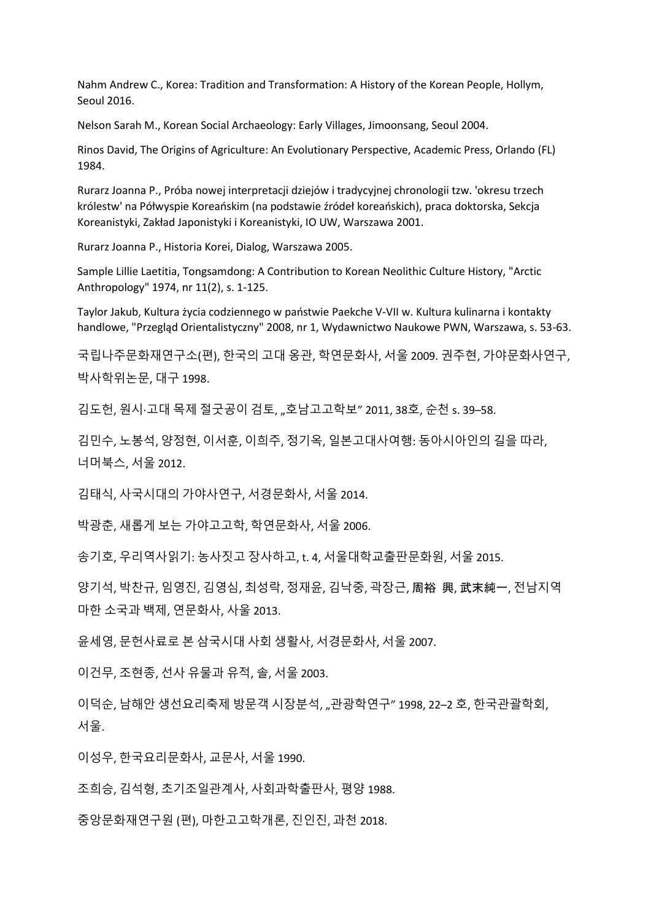Nahm Andrew C., Korea: Tradition and Transformation: A History of the Korean People, Hollym, Seoul 2016.

Nelson Sarah M., Korean Social Archaeology: Early Villages, Jimoonsang, Seoul 2004.

Rinos David, The Origins of Agriculture: An Evolutionary Perspective, Academic Press, Orlando (FL) 1984.

Rurarz Joanna P., Próba nowej interpretacji dziejów i tradycyjnej chronologii tzw. 'okresu trzech królestw' na Półwyspie Koreańskim (na podstawie źródeł koreańskich), praca doktorska, Sekcja Koreanistyki, Zakład Japonistyki i Koreanistyki, IO UW, Warszawa 2001.

Rurarz Joanna P., Historia Korei, Dialog, Warszawa 2005.

Sample Lillie Laetitia, Tongsamdong: A Contribution to Korean Neolithic Culture History, "Arctic Anthropology" 1974, nr 11(2), s. 1-125.

Taylor Jakub, Kultura życia codziennego w państwie Paekche V-VII w. Kultura kulinarna i kontakty handlowe, "Przegląd Orientalistyczny" 2008, nr 1, Wydawnictwo Naukowe PWN, Warszawa, s. 53-63.

국립나주문화재연구소(편), 한국의 고대 옹관, 학연문화사, 서울 2009. 권주현, 가야문화사연구, 박사학위논문, 대구 1998.

김도헌, 원시·고대 목제 절굿공이 검토, „호남고고학보" 2011, 38호, 순천 s. 39–58.

김민수, 노봉석, 양정현, 이서훈, 이희주, 정기옥, 일본고대사여행: 동아시아인의 길을 따라, 너머북스, 서울 2012.

김태식, 사국시대의 가야사연구, 서경문화사, 서울 2014.

박광춘, 새롭게 보는 가야고고학, 학연문화사, 서울 2006.

송기호, 우리역사읽기: 농사짓고 장사하고, t. 4, 서울대학교출판문화원, 서울 2015.

양기석, 박찬규, 임영진, 김영심, 최성락, 정재윤, 김낙중, 곽장근, 周裕 興, 武末純一, 전남지역 마한 소국과 백제, 연문화사, 사울 2013.

윤세영, 문헌사료로 본 삼국시대 사회 생활사, 서경문화사, 서울 2007.

이건무, 조현종, 선사 유물과 유적, 솔, 서울 2003.

이덕순, 남해안 생선요리축제 방문객 시장분석, „관광학연구" 1998, 22–2 호, 한국관괄학회, 서울.

이성우, 한국요리문화사, 교문사, 서울 1990.

조희승, 김석형, 초기조일관계사, 사회과학출판사, 평양 1988.

중앙문화재연구원 (편), 마한고고학개론, 진인진, 과천 2018.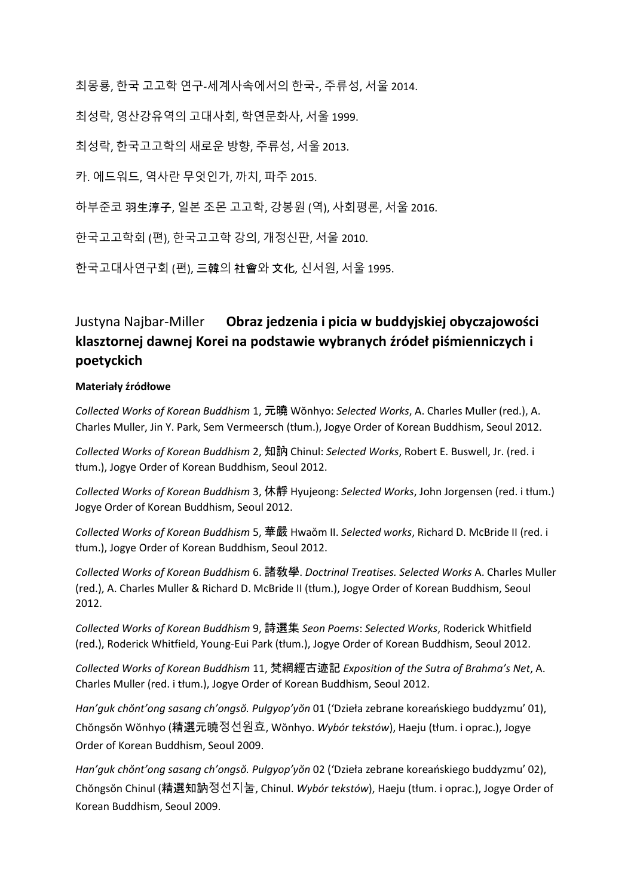최몽룡, 한국 고고학 연구-세계사속에서의 한국-, 주류성, 서울 2014.

최성락, 영산강유역의 고대사회, 학연문화사, 서울 1999.

최성락, 한국고고학의 새로운 방향, 주류성, 서울 2013.

카. 에드워드, 역사란 무엇인가, 까치, 파주 2015.

하부준코 羽生淳子, 일본 조몬 고고학, 강봉원 (역), 사회평론, 서울 2016.

한국고고학회 (편), 한국고고학 강의, 개정신판, 서울 2010.

한국고대사연구회 (편), 三韓의 社會와 文化, 신서원, 서울 1995.

## Justyna Najbar-Miller **Obraz jedzenia i picia w buddyjskiej obyczajowości klasztornej dawnej Korei na podstawie wybranych źródeł piśmienniczych i poetyckich**

**Materiały źródłowe**

*Collected Works of Korean Buddhism* 1, 元曉 Wŏnhyo: *Selected Works*, A. Charles Muller (red.), A. Charles Muller, Jin Y. Park, Sem Vermeersch (tłum.), Jogye Order of Korean Buddhism, Seoul 2012.

*Collected Works of Korean Buddhism* 2, 知訥 Chinul: *Selected Works*, Robert E. Buswell, Jr. (red. i tłum.), Jogye Order of Korean Buddhism, Seoul 2012.

*Collected Works of Korean Buddhism* 3, 休靜 Hyujeong: *Selected Works*, John Jorgensen (red. i tłum.) Jogye Order of Korean Buddhism, Seoul 2012.

*Collected Works of Korean Buddhism* 5, 華嚴 Hwaŏm II. *Selected works*, Richard D. McBride II (red. i tłum.), Jogye Order of Korean Buddhism, Seoul 2012.

*Collected Works of Korean Buddhism* 6. 諸教學. *Doctrinal Treatises. Selected Works* A. Charles Muller (red.), A. Charles Muller & Richard D. McBride II (tłum.), Jogye Order of Korean Buddhism, Seoul 2012.

*Collected Works of Korean Buddhism* 9, 詩選集 *Seon Poems*: *Selected Works*, Roderick Whitfield (red.), Roderick Whitfield, Young-Eui Park (tłum.), Jogye Order of Korean Buddhism, Seoul 2012.

*Collected Works of Korean Buddhism* 11, 梵網經古迹記 *Exposition of the Sutra of Brahma's Net*, A. Charles Muller (red. i tłum.), Jogye Order of Korean Buddhism, Seoul 2012.

*Han'guk chŏnt'ong sasang ch'ongsŏ. Pulgyop'yŏn* 01 ('Dzieła zebrane koreańskiego buddyzmu' 01), Chŏngsŏn Wŏnhyo (精選元曉정선원효, Wŏnhyo. *Wybór tekstów*), Haeju (tłum. i oprac.), Jogye Order of Korean Buddhism, Seoul 2009.

*Han'guk chŏnt'ong sasang ch'ongsŏ. Pulgyop'yŏn* 02 ('Dzieła zebrane koreańskiego buddyzmu' 02), Chŏngsŏn Chinul (精選知訥정선지눌, Chinul. *Wybór tekstów*), Haeju (tłum. i oprac.), Jogye Order of Korean Buddhism, Seoul 2009.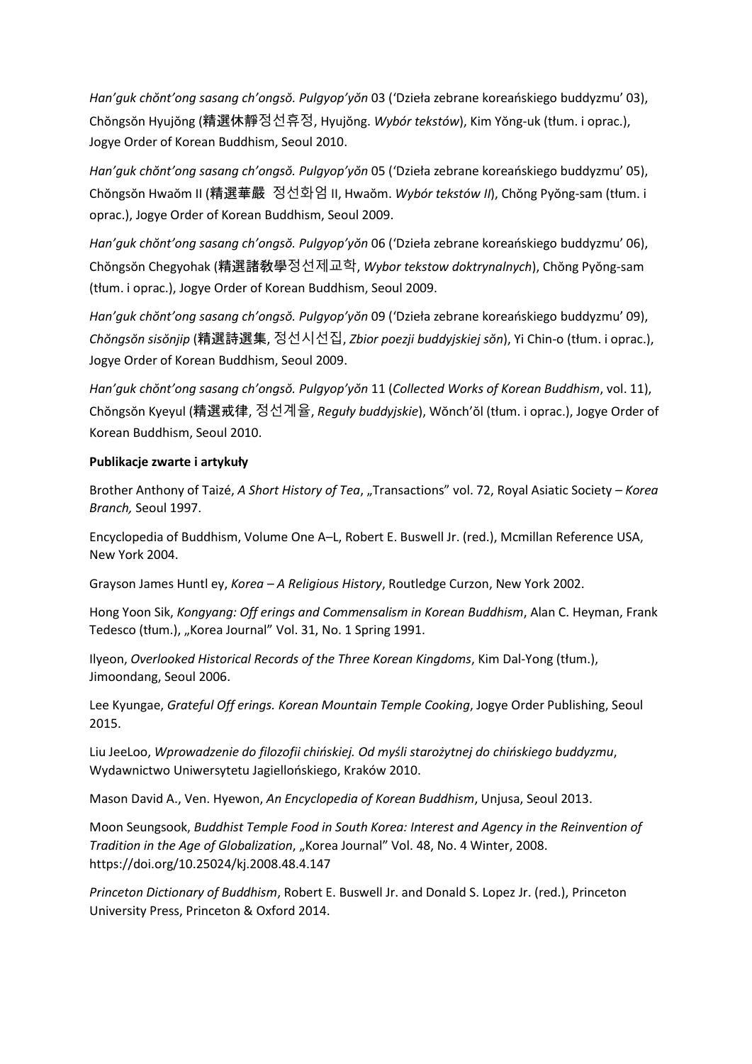*Han'guk chŏnt'ong sasang ch'ongsŏ. Pulgyop'yŏn* 03 ('Dzieła zebrane koreańskiego buddyzmu' 03), Chŏngsŏn Hyujŏng (精選休靜정선휴정, Hyujŏng. *Wybór tekstów*), Kim Yŏng-uk (tłum. i oprac.), Jogye Order of Korean Buddhism, Seoul 2010.

*Han'guk chŏnt'ong sasang ch'ongsŏ. Pulgyop'yŏn* 05 ('Dzieła zebrane koreańskiego buddyzmu' 05), Chŏngsŏn Hwaŏm II (精選華嚴 정선화엄 II, Hwaŏm. *Wybór tekstów II*), Chŏng Pyŏng-sam (tłum. i oprac.), Jogye Order of Korean Buddhism, Seoul 2009.

*Han'guk chŏnt'ong sasang ch'ongsŏ. Pulgyop'yŏn* 06 ('Dzieła zebrane koreańskiego buddyzmu' 06), Chŏngsŏn Chegyohak (精選諸敎學정선제교학, *Wybor tekstow doktrynalnych*), Chŏng Pyŏng-sam (tłum. i oprac.), Jogye Order of Korean Buddhism, Seoul 2009.

*Han'guk chŏnt'ong sasang ch'ongsŏ. Pulgyop'yŏn* 09 ('Dzieła zebrane koreańskiego buddyzmu' 09), *Chŏngsŏn sisŏnjip* (精選詩選集, 정선시선집, *Zbior poezji buddyjskiej sŏn*), Yi Chin-o (tłum. i oprac.), Jogye Order of Korean Buddhism, Seoul 2009.

*Han'guk chŏnt'ong sasang ch'ongsŏ. Pulgyop'yŏn* 11 (*Collected Works of Korean Buddhism*, vol. 11), Chŏngsŏn Kyeyul (精選戒律, 정선계율, *Reguły buddyjskie*), Wŏnch'ŏl (tłum. i oprac.), Jogye Order of Korean Buddhism, Seoul 2010.

**Publikacje zwarte i artykuły**

Brother Anthony of Taizé, *A Short History of Tea*, „Transactions" vol. 72, Royal Asiatic Society – *Korea Branch,* Seoul 1997.

Encyclopedia of Buddhism, Volume One A–L, Robert E. Buswell Jr. (red.), Mcmillan Reference USA, New York 2004.

Grayson James Huntl ey, *Korea – A Religious History*, Routledge Curzon, New York 2002.

Hong Yoon Sik, *Kongyang: Off erings and Commensalism in Korean Buddhism*, Alan C. Heyman, Frank Tedesco (tłum.), „Korea Journal" Vol. 31, No. 1 Spring 1991.

Ilyeon, *Overlooked Historical Records of the Three Korean Kingdoms*, Kim Dal-Yong (tłum.), Jimoondang, Seoul 2006.

Lee Kyungae, *Grateful Off erings. Korean Mountain Temple Cooking*, Jogye Order Publishing, Seoul 2015.

Liu JeeLoo, *Wprowadzenie do filozofii chińskiej. Od myśli starożytnej do chińskiego buddyzmu*, Wydawnictwo Uniwersytetu Jagiellońskiego, Kraków 2010.

Mason David A., Ven. Hyewon, *An Encyclopedia of Korean Buddhism*, Unjusa, Seoul 2013.

Moon Seungsook, *Buddhist Temple Food in South Korea: Interest and Agency in the Reinvention of Tradition in the Age of Globalization*, „Korea Journal" Vol. 48, No. 4 Winter, 2008. https://doi.org/10.25024/kj.2008.48.4.147

*Princeton Dictionary of Buddhism*, Robert E. Buswell Jr. and Donald S. Lopez Jr. (red.), Princeton University Press, Princeton & Oxford 2014.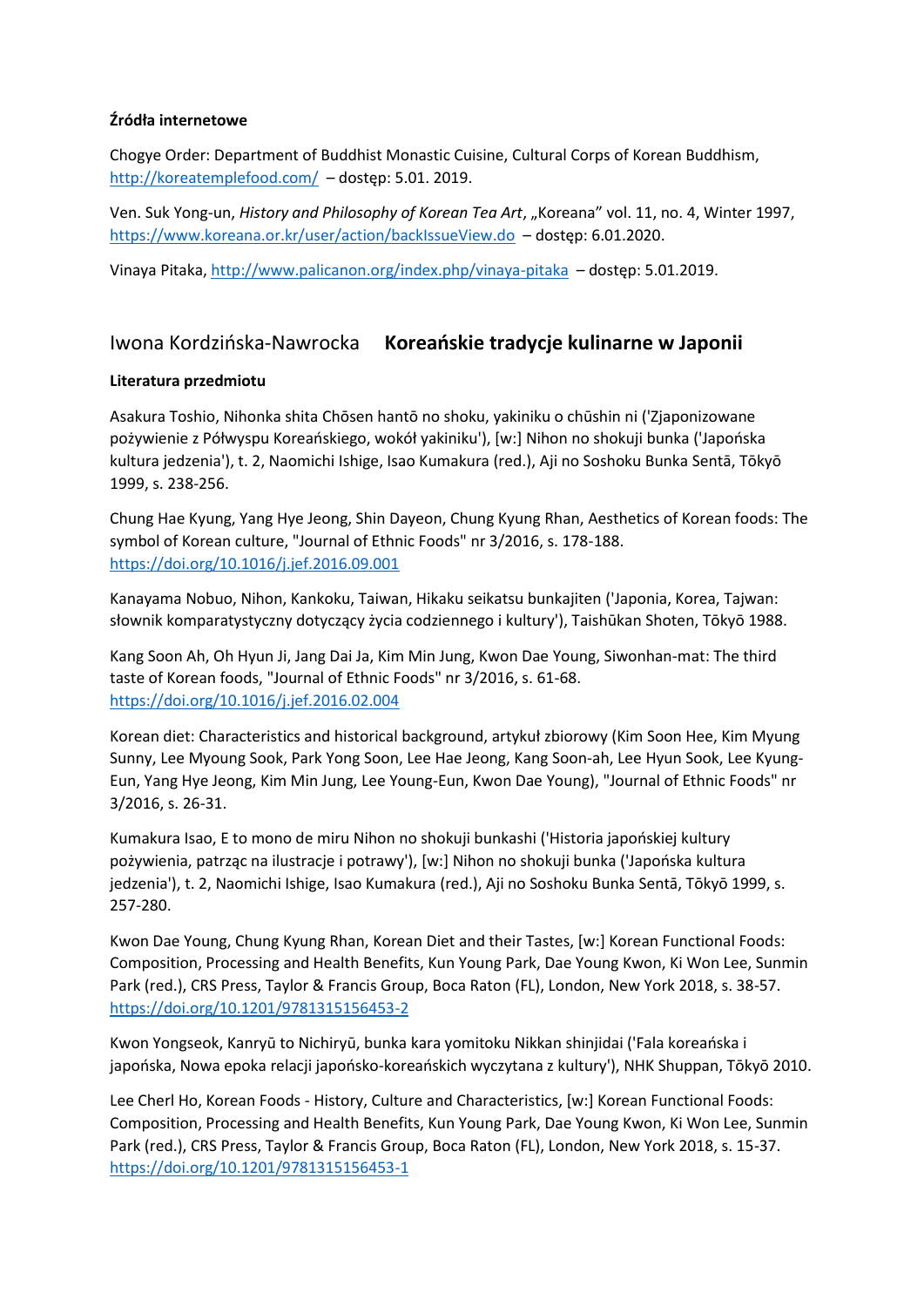**Źródła internetowe**

Chogye Order: Department of Buddhist Monastic Cuisine, Cultural Corps of Korean Buddhism, http://koreatemplefood.com/ – dostęp: 5.01. 2019.

Ven. Suk Yong-un, *History and Philosophy of Korean Tea Art*, „Koreana" vol. 11, no. 4, Winter 1997, https://www.koreana.or.kr/user/action/backIssueView.do – dostęp: 6.01.2020.

Vinaya Pitaka, http://www.palicanon.org/index.php/vinaya-pitaka – dostęp: 5.01.2019.

## Iwona Kordzińska-Nawrocka **Koreańskie tradycje kulinarne w Japonii**

**Literatura przedmiotu**

Asakura Toshio, Nihonka shita Chōsen hantō no shoku, yakiniku o chūshin ni ('Zjaponizowane pożywienie z Półwyspu Koreańskiego, wokół yakiniku'), [w:] Nihon no shokuji bunka ('Japońska kultura jedzenia'), t. 2, Naomichi Ishige, Isao Kumakura (red.), Aji no Soshoku Bunka Sentā, Tōkyō 1999, s. 238-256.

Chung Hae Kyung, Yang Hye Jeong, Shin Dayeon, Chung Kyung Rhan, Aesthetics of Korean foods: The symbol of Korean culture, "Journal of Ethnic Foods" nr 3/2016, s. 178-188. https://doi.org/10.1016/j.jef.2016.09.001

Kanayama Nobuo, Nihon, Kankoku, Taiwan, Hikaku seikatsu bunkajiten ('Japonia, Korea, Tajwan: słownik komparatystyczny dotyczący życia codziennego i kultury'), Taishūkan Shoten, Tōkyō 1988.

Kang Soon Ah, Oh Hyun Ji, Jang Dai Ja, Kim Min Jung, Kwon Dae Young, Siwonhan-mat: The third taste of Korean foods, "Journal of Ethnic Foods" nr 3/2016, s. 61-68. https://doi.org/10.1016/j.jef.2016.02.004

Korean diet: Characteristics and historical background, artykuł zbiorowy (Kim Soon Hee, Kim Myung Sunny, Lee Myoung Sook, Park Yong Soon, Lee Hae Jeong, Kang Soon-ah, Lee Hyun Sook, Lee Kyung-Eun, Yang Hye Jeong, Kim Min Jung, Lee Young-Eun, Kwon Dae Young), "Journal of Ethnic Foods" nr 3/2016, s. 26-31.

Kumakura Isao, E to mono de miru Nihon no shokuji bunkashi ('Historia japońskiej kultury pożywienia, patrząc na ilustracje i potrawy'), [w:] Nihon no shokuji bunka ('Japońska kultura jedzenia'), t. 2, Naomichi Ishige, Isao Kumakura (red.), Aji no Soshoku Bunka Sentā, Tōkyō 1999, s. 257-280.

Kwon Dae Young, Chung Kyung Rhan, Korean Diet and their Tastes, [w:] Korean Functional Foods: Composition, Processing and Health Benefits, Kun Young Park, Dae Young Kwon, Ki Won Lee, Sunmin Park (red.), CRS Press, Taylor & Francis Group, Boca Raton (FL), London, New York 2018, s. 38-57. https://doi.org/10.1201/9781315156453-2

Kwon Yongseok, Kanryū to Nichiryū, bunka kara yomitoku Nikkan shinjidai ('Fala koreańska i japońska, Nowa epoka relacji japońsko-koreańskich wyczytana z kultury'), NHK Shuppan, Tōkyō 2010.

Lee Cherl Ho, Korean Foods - History, Culture and Characteristics, [w:] Korean Functional Foods: Composition, Processing and Health Benefits, Kun Young Park, Dae Young Kwon, Ki Won Lee, Sunmin Park (red.), CRS Press, Taylor & Francis Group, Boca Raton (FL), London, New York 2018, s. 15-37. https://doi.org/10.1201/9781315156453-1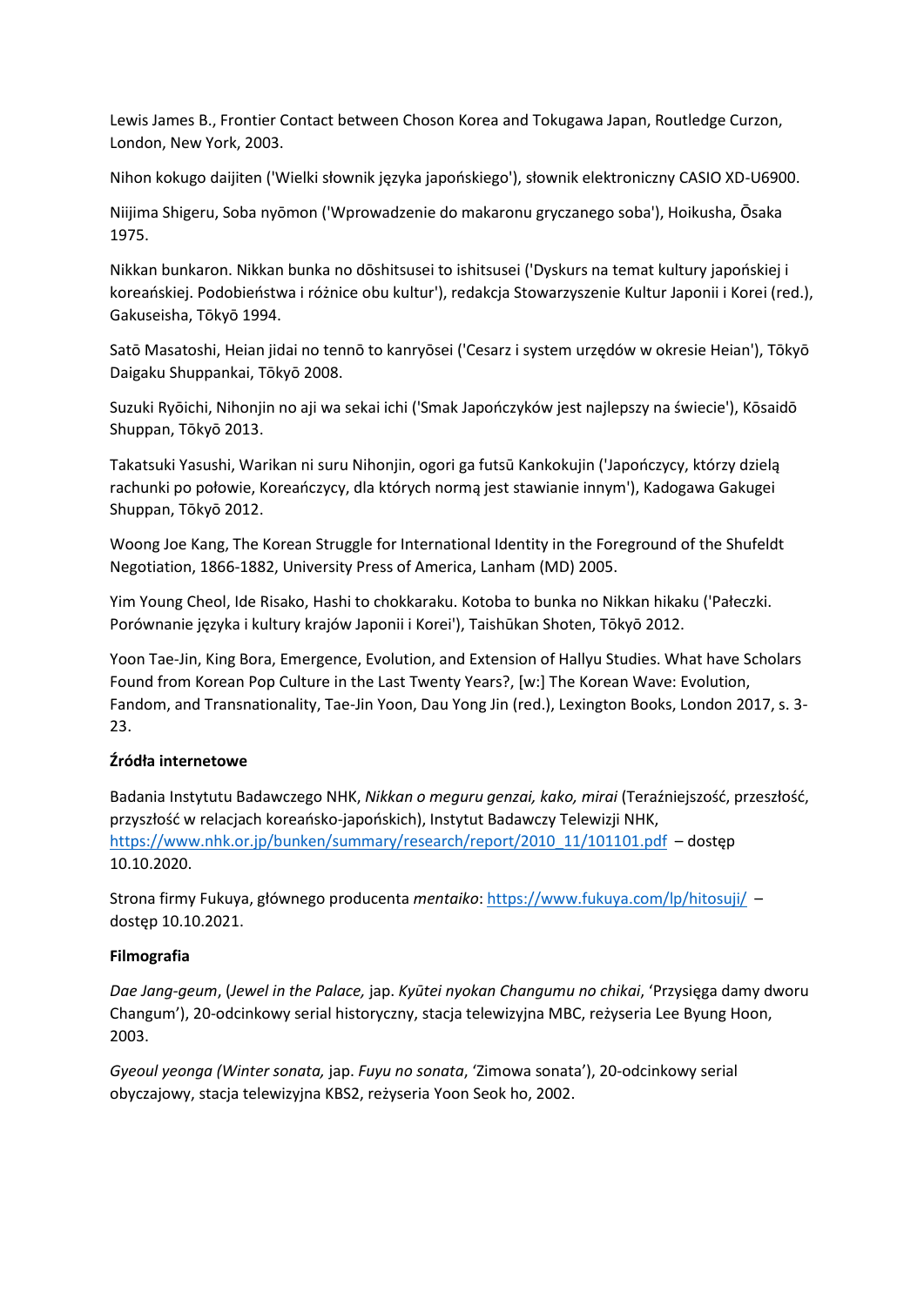Lewis James B., Frontier Contact between Choson Korea and Tokugawa Japan, Routledge Curzon, London, New York, 2003.

Nihon kokugo daijiten ('Wielki słownik języka japońskiego'), słownik elektroniczny CASIO XD-U6900.

Niijima Shigeru, Soba nyōmon ('Wprowadzenie do makaronu gryczanego soba'), Hoikusha, Ōsaka 1975.

Nikkan bunkaron. Nikkan bunka no dōshitsusei to ishitsusei ('Dyskurs na temat kultury japońskiej i koreańskiej. Podobieństwa i różnice obu kultur'), redakcja Stowarzyszenie Kultur Japonii i Korei (red.), Gakuseisha, Tōkyō 1994.

Satō Masatoshi, Heian jidai no tennō to kanryōsei ('Cesarz i system urzędów w okresie Heian'), Tōkyō Daigaku Shuppankai, Tōkyō 2008.

Suzuki Ryōichi, Nihonjin no aji wa sekai ichi ('Smak Japończyków jest najlepszy na świecie'), Kōsaidō Shuppan, Tōkyō 2013.

Takatsuki Yasushi, Warikan ni suru Nihonjin, ogori ga futsū Kankokujin ('Japończycy, którzy dzielą rachunki po połowie, Koreańczycy, dla których normą jest stawianie innym'), Kadogawa Gakugei Shuppan, Tōkyō 2012.

Woong Joe Kang, The Korean Struggle for International Identity in the Foreground of the Shufeldt Negotiation, 1866-1882, University Press of America, Lanham (MD) 2005.

Yim Young Cheol, Ide Risako, Hashi to chokkaraku. Kotoba to bunka no Nikkan hikaku ('Pałeczki. Porównanie języka i kultury krajów Japonii i Korei'), Taishūkan Shoten, Tōkyō 2012.

Yoon Tae-Jin, King Bora, Emergence, Evolution, and Extension of Hallyu Studies. What have Scholars Found from Korean Pop Culture in the Last Twenty Years?, [w:] The Korean Wave: Evolution, Fandom, and Transnationality, Tae-Jin Yoon, Dau Yong Jin (red.), Lexington Books, London 2017, s. 3-23.

**Źródła internetowe**

Badania Instytutu Badawczego NHK, *Nikkan o meguru genzai, kako, mirai* (Teraźniejszość, przeszłość, przyszłość w relacjach koreańsko-japońskich), Instytut Badawczy Telewizji NHK, https://www.nhk.or.jp/bunken/summary/research/report/2010_11/101101.pdf – dostęp 10.10.2020.

Strona firmy Fukuya, głównego producenta *mentaiko*: https://www.fukuya.com/lp/hitosuji/ – dostęp 10.10.2021.

**Filmografia**

*Dae Jang-geum*, (*Jewel in the Palace,* jap. *Kyūtei nyokan Changumu no chikai*, 'Przysięga damy dworu Changum'), 20-odcinkowy serial historyczny, stacja telewizyjna MBC, reżyseria Lee Byung Hoon, 2003.

*Gyeoul yeonga (Winter sonata,* jap. *Fuyu no sonata*, 'Zimowa sonata'), 20-odcinkowy serial obyczajowy, stacja telewizyjna KBS2, reżyseria Yoon Seok ho, 2002.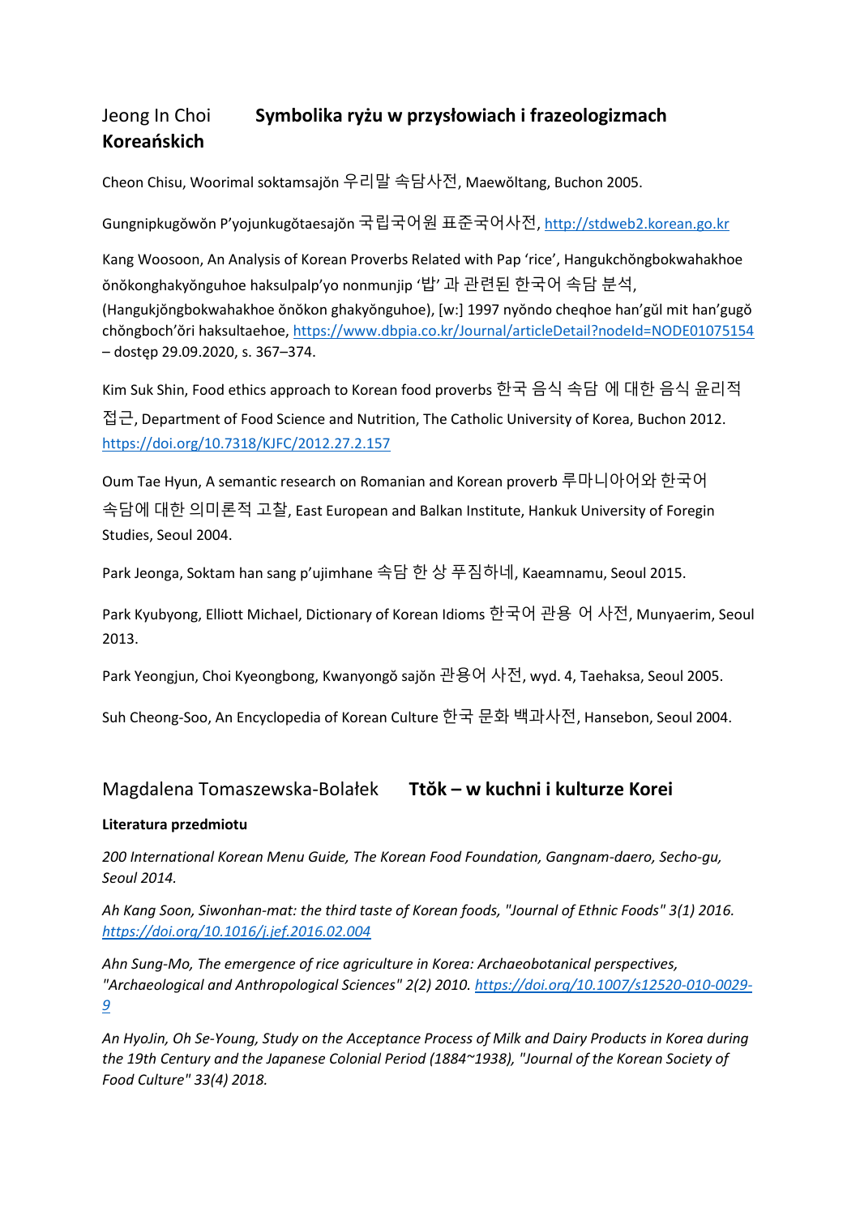Jeong In Choi **Symbolika ryżu w przysłowiach i frazeologizmach Koreańskich**

Cheon Chisu, Woorimal soktamsajŏn 우리말 속담사전, Maewŏltang, Buchon 2005.

Gungnipkugŏwŏn P'yojunkugŏtaesajŏn 국립국어원 표준국어사전, http://stdweb2.korean.go.kr

Kang Woosoon, An Analysis of Korean Proverbs Related with Pap 'rice', Hangukchŏngbokwahakhoe ŏnŏkonghakyŏnguhoe haksulpalp'yo nonmunjip '밥' 과 관련된 한국어 속담 분석, (Hangukjŏngbokwahakhoe ŏnŏkon ghakyŏnguhoe), [w:] 1997 nyŏndo cheqhoe han'gŭl mit han'gugŏ chŏngboch'ŏri haksultaehoe, https://www.dbpia.co.kr/Journal/articleDetail?nodeId=NODE01075154 – dostęp 29.09.2020, s. 367–374.

Kim Suk Shin, Food ethics approach to Korean food proverbs 한국 음식 속담 에 대한 음식 윤리적 접근, Department of Food Science and Nutrition, The Catholic University of Korea, Buchon 2012. https://doi.org/10.7318/KJFC/2012.27.2.157

Oum Tae Hyun, A semantic research on Romanian and Korean proverb 루마니아어와 한국어 속담에 대한 의미론적 고찰, East European and Balkan Institute, Hankuk University of Foregin Studies, Seoul 2004.

Park Jeonga, Soktam han sang p'ujimhane 속담 한 상 푸짐하네, Kaeamnamu, Seoul 2015.

Park Kyubyong, Elliott Michael, Dictionary of Korean Idioms 한국어 관용 어 사전, Munyaerim, Seoul 2013.

Park Yeongjun, Choi Kyeongbong, Kwanyongŏ sajŏn 관용어 사전, wyd. 4, Taehaksa, Seoul 2005.

Suh Cheong-Soo, An Encyclopedia of Korean Culture 한국 문화 백과사전, Hansebon, Seoul 2004.

Magdalena Tomaszewska-Bolałek **Ttŏk – w kuchni i kulturze Korei**

**Literatura przedmiotu**

*200 International Korean Menu Guide, The Korean Food Foundation, Gangnam-daero, Secho-gu, Seoul 2014.*

*Ah Kang Soon, Siwonhan-mat: the third taste of Korean foods, "Journal of Ethnic Foods" 3(1) 2016. https://doi.org/10.1016/j.jef.2016.02.004*

*Ahn Sung-Mo, The emergence of rice agriculture in Korea: Archaeobotanical perspectives, "Archaeological and Anthropological Sciences" 2(2) 2010. https://doi.org/10.1007/s12520-010-0029-9*

*An HyoJin, Oh Se-Young, Study on the Acceptance Process of Milk and Dairy Products in Korea during the 19th Century and the Japanese Colonial Period (1884~1938), "Journal of the Korean Society of Food Culture" 33(4) 2018.*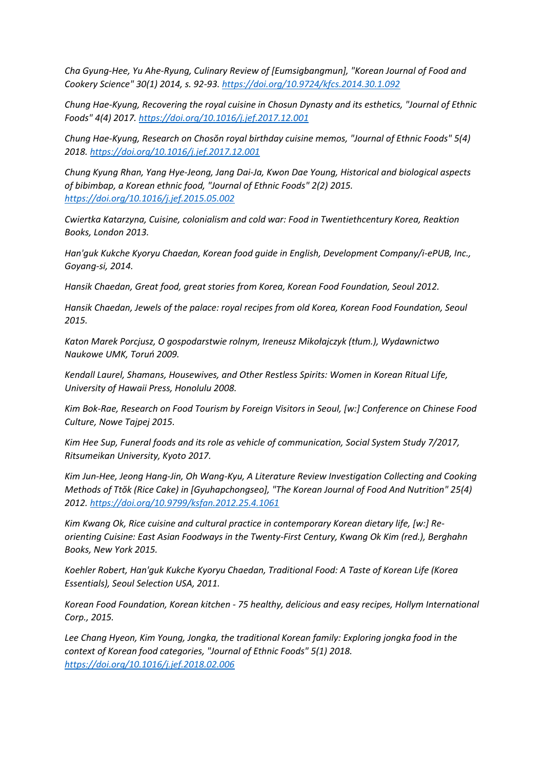*Cha Gyung-Hee, Yu Ahe-Ryung, Culinary Review of [Eumsigbangmun], "Korean Journal of Food and Cookery Science" 30(1) 2014, s. 92-93. https://doi.org/10.9724/kfcs.2014.30.1.092*

*Chung Hae-Kyung, Recovering the royal cuisine in Chosun Dynasty and its esthetics, "Journal of Ethnic Foods" 4(4) 2017. https://doi.org/10.1016/j.jef.2017.12.001*

*Chung Hae-Kyung, Research on Chosŏn royal birthday cuisine memos, "Journal of Ethnic Foods" 5(4) 2018. https://doi.org/10.1016/j.jef.2017.12.001*

*Chung Kyung Rhan, Yang Hye-Jeong, Jang Dai-Ja, Kwon Dae Young, Historical and biological aspects of bibimbap, a Korean ethnic food, "Journal of Ethnic Foods" 2(2) 2015. https://doi.org/10.1016/j.jef.2015.05.002*

*Cwiertka Katarzyna, Cuisine, colonialism and cold war: Food in Twentiethcentury Korea, Reaktion Books, London 2013.*

*Han'guk Kukche Kyoryu Chaedan, Korean food guide in English, Development Company/i-ePUB, Inc., Goyang-si, 2014.*

*Hansik Chaedan, Great food, great stories from Korea, Korean Food Foundation, Seoul 2012.*

*Hansik Chaedan, Jewels of the palace: royal recipes from old Korea, Korean Food Foundation, Seoul 2015.*

*Katon Marek Porcjusz, O gospodarstwie rolnym, Ireneusz Mikołajczyk (tłum.), Wydawnictwo Naukowe UMK, Toruń 2009.*

*Kendall Laurel, Shamans, Housewives, and Other Restless Spirits: Women in Korean Ritual Life, University of Hawaii Press, Honolulu 2008.*

*Kim Bok-Rae, Research on Food Tourism by Foreign Visitors in Seoul, [w:] Conference on Chinese Food Culture, Nowe Tajpej 2015.*

*Kim Hee Sup, Funeral foods and its role as vehicle of communication, Social System Study 7/2017, Ritsumeikan University, Kyoto 2017.*

*Kim Jun-Hee, Jeong Hang-Jin, Oh Wang-Kyu, A Literature Review Investigation Collecting and Cooking Methods of Ttŏk (Rice Cake) in [Gyuhapchongseo], "The Korean Journal of Food And Nutrition" 25(4) 2012. https://doi.org/10.9799/ksfan.2012.25.4.1061*

*Kim Kwang Ok, Rice cuisine and cultural practice in contemporary Korean dietary life, [w:] Re-orienting Cuisine: East Asian Foodways in the Twenty-First Century, Kwang Ok Kim (red.), Berghahn Books, New York 2015.*

*Koehler Robert, Han'guk Kukche Kyoryu Chaedan, Traditional Food: A Taste of Korean Life (Korea Essentials), Seoul Selection USA, 2011.*

*Korean Food Foundation, Korean kitchen - 75 healthy, delicious and easy recipes, Hollym International Corp., 2015.*

*Lee Chang Hyeon, Kim Young, Jongka, the traditional Korean family: Exploring jongka food in the context of Korean food categories, "Journal of Ethnic Foods" 5(1) 2018. https://doi.org/10.1016/j.jef.2018.02.006*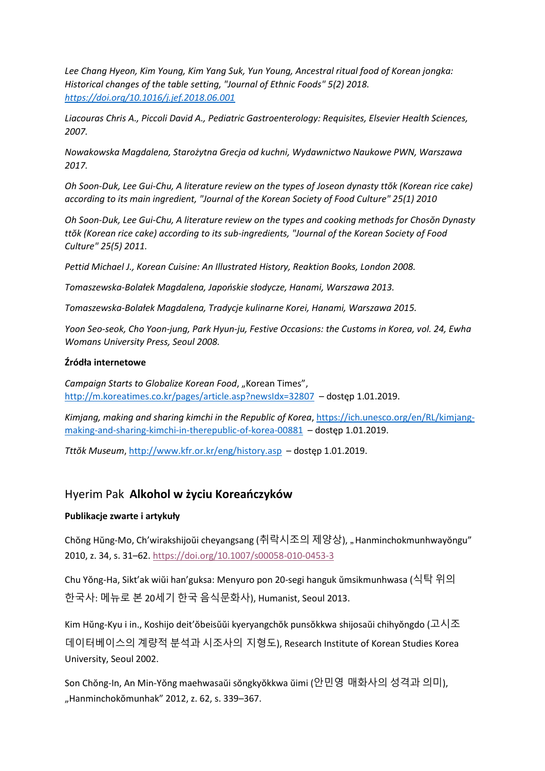*Lee Chang Hyeon, Kim Young, Kim Yang Suk, Yun Young, Ancestral ritual food of Korean jongka: Historical changes of the table setting, "Journal of Ethnic Foods" 5(2) 2018.* *https://doi.org/10.1016/j.jef.2018.06.001*

*Liacouras Chris A., Piccoli David A., Pediatric Gastroenterology: Requisites, Elsevier Health Sciences, 2007.*

*Nowakowska Magdalena, Starożytna Grecja od kuchni, Wydawnictwo Naukowe PWN, Warszawa 2017.*

*Oh Soon-Duk, Lee Gui-Chu, A literature review on the types of Joseon dynasty ttŏk (Korean rice cake) according to its main ingredient, "Journal of the Korean Society of Food Culture" 25(1) 2010*

*Oh Soon-Duk, Lee Gui-Chu, A literature review on the types and cooking methods for Chosŏn Dynasty ttŏk (Korean rice cake) according to its sub-ingredients, "Journal of the Korean Society of Food Culture" 25(5) 2011.*

*Pettid Michael J., Korean Cuisine: An Illustrated History, Reaktion Books, London 2008.*

*Tomaszewska-Bolałek Magdalena, Japońskie słodycze, Hanami, Warszawa 2013.*

*Tomaszewska-Bolałek Magdalena, Tradycje kulinarne Korei, Hanami, Warszawa 2015.*

*Yoon Seo-seok, Cho Yoon-jung, Park Hyun-ju, Festive Occasions: the Customs in Korea, vol. 24, Ewha Womans University Press, Seoul 2008.*

**Źródła internetowe**

*Campaign Starts to Globalize Korean Food*, „Korean Times", http://m.koreatimes.co.kr/pages/article.asp?newsIdx=32807 – dostęp 1.01.2019.

*Kimjang, making and sharing kimchi in the Republic of Korea*, https://ich.unesco.org/en/RL/kimjang-making-and-sharing-kimchi-in-therepublic-of-korea-00881 – dostęp 1.01.2019.

*Tttŏk Museum*, http://www.kfr.or.kr/eng/history.asp – dostęp 1.01.2019.

## Hyerim Pak **Alkohol w życiu Koreańczyków**

**Publikacje zwarte i artykuły**

Chŏng Hŭng-Mo, Ch'wirakshijoŭi cheyangsang (취락시조의 제양상), „Hanminchokmunhwayŏngu" 2010, z. 34, s. 31–62. https://doi.org/10.1007/s00058-010-0453-3

Chu Yŏng-Ha, Sikt'ak wiŭi han'guksa: Menyuro pon 20-segi hanguk ŭmsikmunhwasa (식탁 위의 한국사: 메뉴로 본 20세기 한국 음식문화사), Humanist, Seoul 2013.

Kim Hŭng-Kyu i in., Koshijo deit'ŏbeisŭŭi kyeryangchŏk punsŏkkwa shijosaŭi chihyŏngdo (고시조 데이터베이스의 계량적 분석과 시조사의 지형도), Research Institute of Korean Studies Korea University, Seoul 2002.

Son Chŏng-In, An Min-Yŏng maehwasaŭi sŏngkyŏkkwa ŭimi (안민영 매화사의 성격과 의미), „Hanminchokŏmunhak" 2012, z. 62, s. 339–367.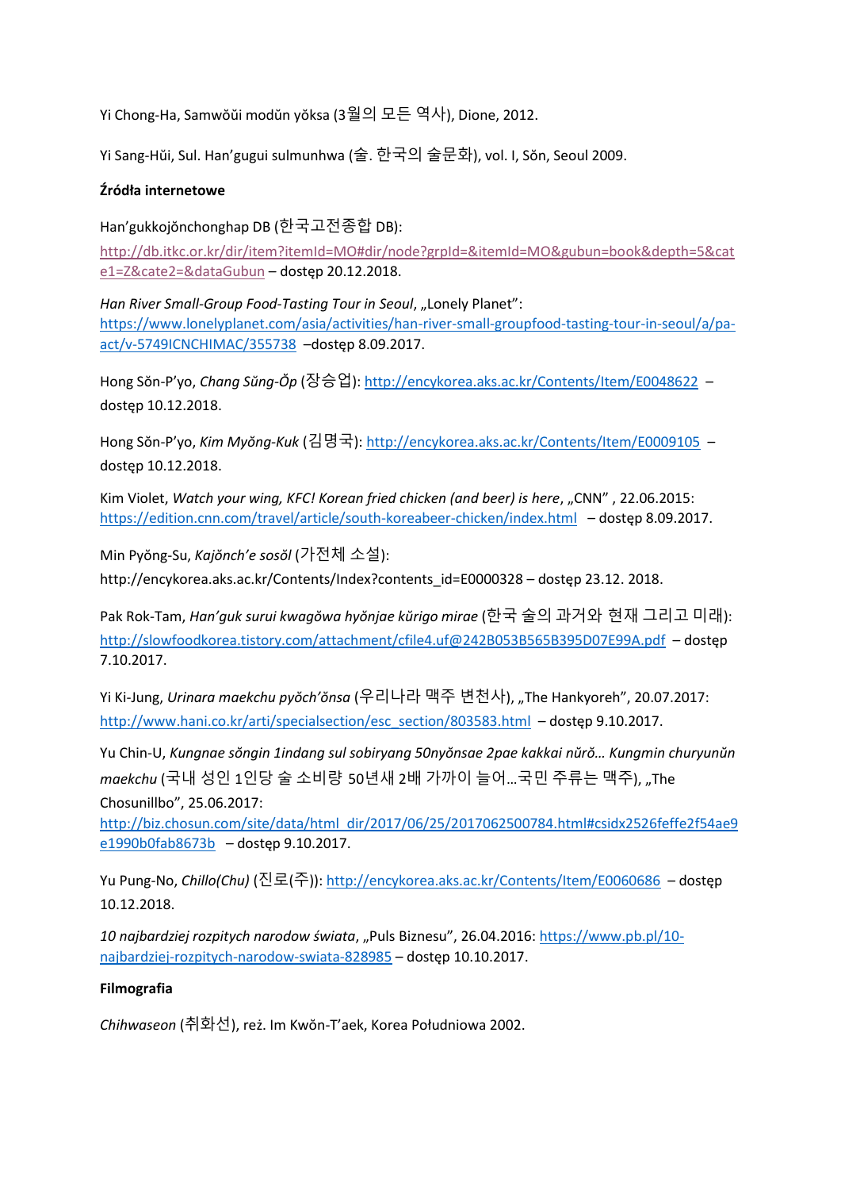Yi Chong-Ha, Samwŏŭi modŭn yŏksa (3월의 모든 역사), Dione, 2012.

Yi Sang-Hŭi, Sul. Han'gugui sulmunhwa (술. 한국의 술문화), vol. I, Sŏn, Seoul 2009.

**Źródła internetowe**

Han'gukkojŏnchonghap DB (한국고전종합 DB): http://db.itkc.or.kr/dir/item?itemId=MO#dir/node?grpId=&itemId=MO&gubun=book&depth=5&cate1=Z&cate2=&dataGubun – dostęp 20.12.2018.

*Han River Small-Group Food-Tasting Tour in Seoul*, „Lonely Planet": https://www.lonelyplanet.com/asia/activities/han-river-small-groupfood-tasting-tour-in-seoul/a/pa-act/v-5749ICNCHIMAC/355738 –dostęp 8.09.2017.

Hong Sŏn-P'yo, *Chang Sŭng-Ŏp* (장승업): http://encykorea.aks.ac.kr/Contents/Item/E0048622 – dostęp 10.12.2018.

Hong Sŏn-P'yo, *Kim Myŏng-Kuk* (김명국): http://encykorea.aks.ac.kr/Contents/Item/E0009105 – dostęp 10.12.2018.

Kim Violet, *Watch your wing, KFC! Korean fried chicken (and beer) is here*, „CNN" , 22.06.2015: https://edition.cnn.com/travel/article/south-koreabeer-chicken/index.html – dostęp 8.09.2017.

Min Pyŏng-Su, *Kajŏnch'e sosŏl* (가전체 소설): http://encykorea.aks.ac.kr/Contents/Index?contents_id=E0000328 – dostęp 23.12. 2018.

Pak Rok-Tam, *Han'guk surui kwagŏwa hyŏnjae kŭrigo mirae* (한국 술의 과거와 현재 그리고 미래): http://slowfoodkorea.tistory.com/attachment/cfile4.uf@242B053B565B395D07E99A.pdf – dostęp 7.10.2017.

Yi Ki-Jung, *Urinara maekchu pyŏch'ŏnsa* (우리나라 맥주 변천사), „The Hankyoreh", 20.07.2017: http://www.hani.co.kr/arti/specialsection/esc_section/803583.html – dostęp 9.10.2017.

Yu Chin-U, *Kungnae sŏngin 1indang sul sobiryang 50nyŏnsae 2pae kakkai nŭrŏ... Kungmin churyunŭn maekchu* (국내 성인 1인당 술 소비량 50년새 2배 가까이 늘어...국민 주류는 맥주), „The Chosunillbo", 25.06.2017: http://biz.chosun.com/site/data/html_dir/2017/06/25/2017062500784.html#csidx2526feffe2f54ae9e1990b0fab8673b – dostęp 9.10.2017.

Yu Pung-No, *Chillo(Chu)* (진로(주)): http://encykorea.aks.ac.kr/Contents/Item/E0060686 – dostęp 10.12.2018.

*10 najbardziej rozpitych narodow świata*, „Puls Biznesu", 26.04.2016: https://www.pb.pl/10-najbardziej-rozpitych-narodow-swiata-828985 – dostęp 10.10.2017.

**Filmografia**

*Chihwaseon* (취화선), reż. Im Kwŏn-T'aek, Korea Południowa 2002.